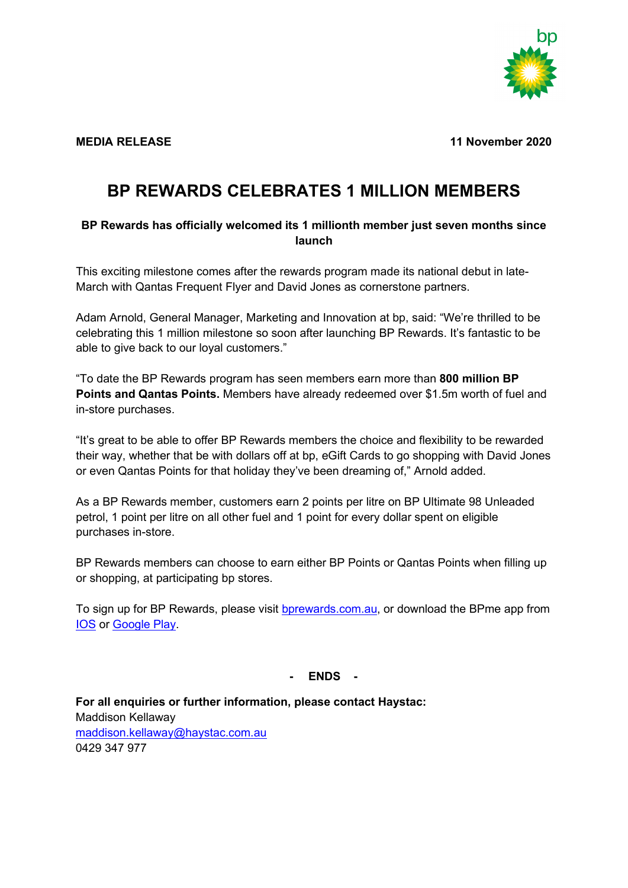**MEDIA RELEASE** **11 November 2020**

# BP REWARDS CELEBRATES 1 MILLION MEMBERS

**BP Rewards has officially welcomed its 1 millionth member just seven months since launch**

This exciting milestone comes after the rewards program made its national debut in late-March with Qantas Frequent Flyer and David Jones as cornerstone partners.

Adam Arnold, General Manager, Marketing and Innovation at bp, said: "We're thrilled to be celebrating this 1 million milestone so soon after launching BP Rewards. It's fantastic to be able to give back to our loyal customers."

"To date the BP Rewards program has seen members earn more than **800 million BP Points and Qantas Points.** Members have already redeemed over $1.5m worth of fuel and in-store purchases.

"It's great to be able to offer BP Rewards members the choice and flexibility to be rewarded their way, whether that be with dollars off at bp, eGift Cards to go shopping with David Jones or even Qantas Points for that holiday they've been dreaming of," Arnold added.

As a BP Rewards member, customers earn 2 points per litre on BP Ultimate 98 Unleaded petrol, 1 point per litre on all other fuel and 1 point for every dollar spent on eligible purchases in-store.

BP Rewards members can choose to earn either BP Points or Qantas Points when filling up or shopping, at participating bp stores.

To sign up for BP Rewards, please visit bprewards.com.au, or download the BPme app from IOS or Google Play.

**- ENDS -**

**For all enquiries or further information, please contact Haystac:**
Maddison Kellaway
maddison.kellaway@haystac.com.au
0429 347 977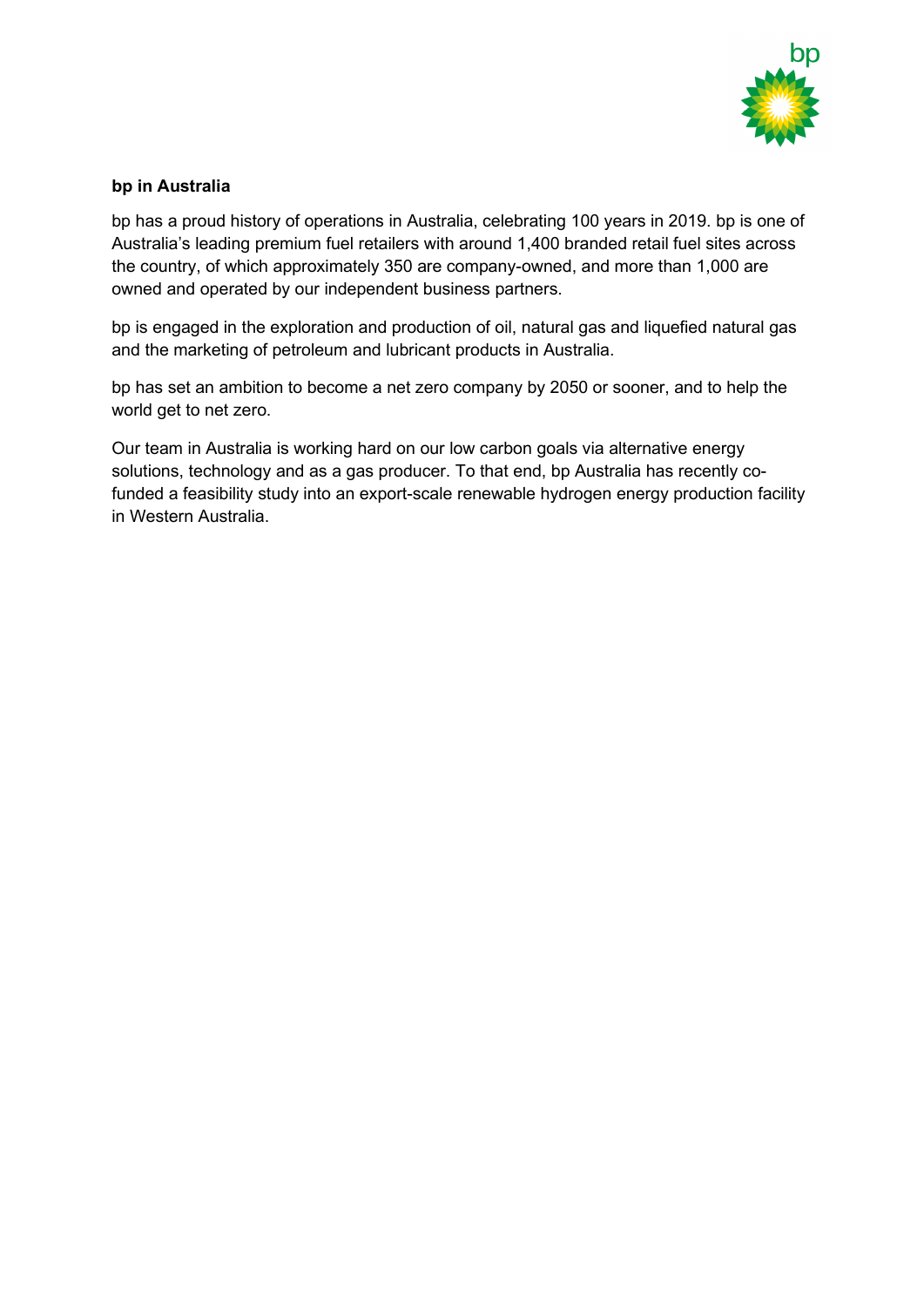**bp in Australia**

bp has a proud history of operations in Australia, celebrating 100 years in 2019. bp is one of Australia's leading premium fuel retailers with around 1,400 branded retail fuel sites across the country, of which approximately 350 are company-owned, and more than 1,000 are owned and operated by our independent business partners.

bp is engaged in the exploration and production of oil, natural gas and liquefied natural gas and the marketing of petroleum and lubricant products in Australia.

bp has set an ambition to become a net zero company by 2050 or sooner, and to help the world get to net zero.

Our team in Australia is working hard on our low carbon goals via alternative energy solutions, technology and as a gas producer. To that end, bp Australia has recently co-funded a feasibility study into an export-scale renewable hydrogen energy production facility in Western Australia.